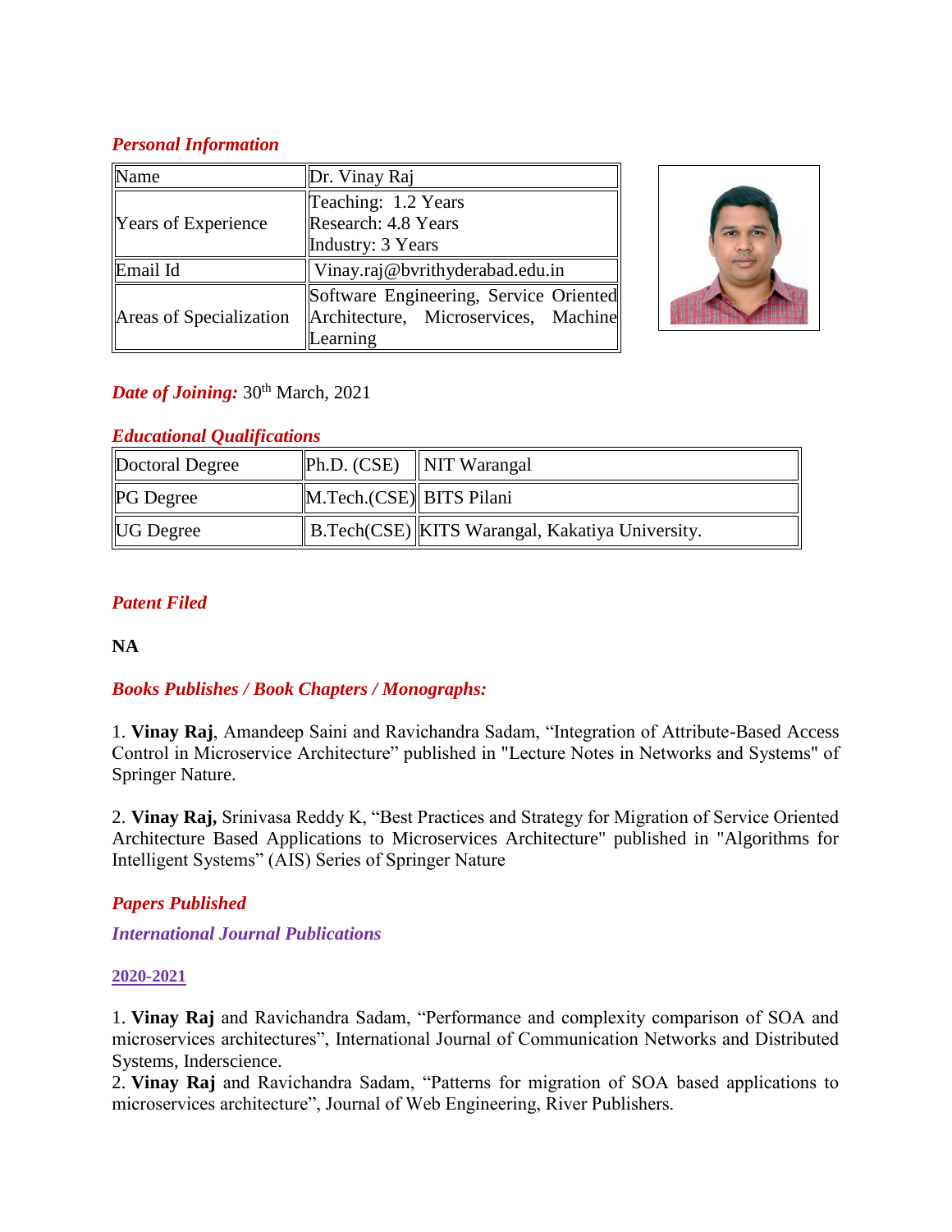### *Personal Information*

| Name | Dr. Vinay Raj |
|---|---|
| Years of Experience | Teaching: 1.2 Years<br>Research: 4.8 Years<br>Industry: 3 Years |
| Email Id | Vinay.raj@bvrithyderabad.edu.in |
| Areas of Specialization | Software Engineering, Service Oriented Architecture, Microservices, Machine Learning |

***Date of Joining:*** 30th March, 2021

### *Educational Qualifications*

| Doctoral Degree | Ph.D. (CSE) | NIT Warangal |
|---|---|---|
| PG Degree | M.Tech.(CSE) | BITS Pilani |
| UG Degree | B.Tech(CSE) | KITS Warangal, Kakatiya University. |

### *Patent Filed*

**NA**

### *Books Publishes / Book Chapters / Monographs:*

1. **Vinay Raj**, Amandeep Saini and Ravichandra Sadam, "Integration of Attribute-Based Access Control in Microservice Architecture" published in "Lecture Notes in Networks and Systems" of Springer Nature.

2. **Vinay Raj,** Srinivasa Reddy K, "Best Practices and Strategy for Migration of Service Oriented Architecture Based Applications to Microservices Architecture" published in "Algorithms for Intelligent Systems" (AIS) Series of Springer Nature

### *Papers Published*

#### *International Journal Publications*

**2020-2021**

1. **Vinay Raj** and Ravichandra Sadam, "Performance and complexity comparison of SOA and microservices architectures", International Journal of Communication Networks and Distributed Systems, Inderscience.
2. **Vinay Raj** and Ravichandra Sadam, "Patterns for migration of SOA based applications to microservices architecture", Journal of Web Engineering, River Publishers.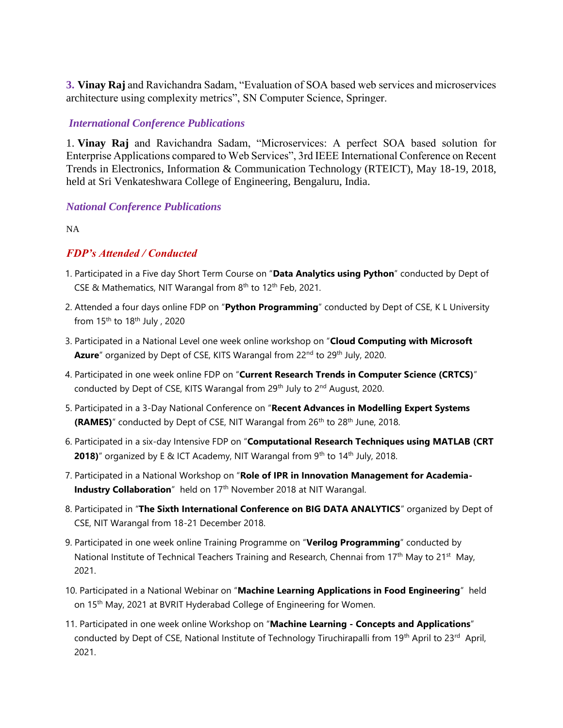3. **Vinay Raj** and Ravichandra Sadam, "Evaluation of SOA based web services and microservices architecture using complexity metrics", SN Computer Science, Springer.

### *International Conference Publications*

1. **Vinay Raj** and Ravichandra Sadam, "Microservices: A perfect SOA based solution for Enterprise Applications compared to Web Services", 3rd IEEE International Conference on Recent Trends in Electronics, Information & Communication Technology (RTEICT), May 18-19, 2018, held at Sri Venkateshwara College of Engineering, Bengaluru, India.

### *National Conference Publications*

NA

### *FDP's Attended / Conducted*

1. Participated in a Five day Short Term Course on "**Data Analytics using Python**" conducted by Dept of CSE & Mathematics, NIT Warangal from 8th to 12th Feb, 2021.
2. Attended a four days online FDP on "**Python Programming**" conducted by Dept of CSE, K L University from 15th to 18th July , 2020
3. Participated in a National Level one week online workshop on "**Cloud Computing with Microsoft Azure**" organized by Dept of CSE, KITS Warangal from 22nd to 29th July, 2020.
4. Participated in one week online FDP on "**Current Research Trends in Computer Science (CRTCS)**" conducted by Dept of CSE, KITS Warangal from 29th July to 2nd August, 2020.
5. Participated in a 3-Day National Conference on "**Recent Advances in Modelling Expert Systems (RAMES)**" conducted by Dept of CSE, NIT Warangal from 26th to 28th June, 2018.
6. Participated in a six-day Intensive FDP on "**Computational Research Techniques using MATLAB (CRT 2018)**" organized by E & ICT Academy, NIT Warangal from 9th to 14th July, 2018.
7. Participated in a National Workshop on "**Role of IPR in Innovation Management for Academia-Industry Collaboration**" held on 17th November 2018 at NIT Warangal.
8. Participated in "**The Sixth International Conference on BIG DATA ANALYTICS**" organized by Dept of CSE, NIT Warangal from 18-21 December 2018.
9. Participated in one week online Training Programme on "**Verilog Programming**" conducted by National Institute of Technical Teachers Training and Research, Chennai from 17th May to 21st May, 2021.
10. Participated in a National Webinar on "**Machine Learning Applications in Food Engineering**" held on 15th May, 2021 at BVRIT Hyderabad College of Engineering for Women.
11. Participated in one week online Workshop on "**Machine Learning - Concepts and Applications**" conducted by Dept of CSE, National Institute of Technology Tiruchirapalli from 19th April to 23rd April, 2021.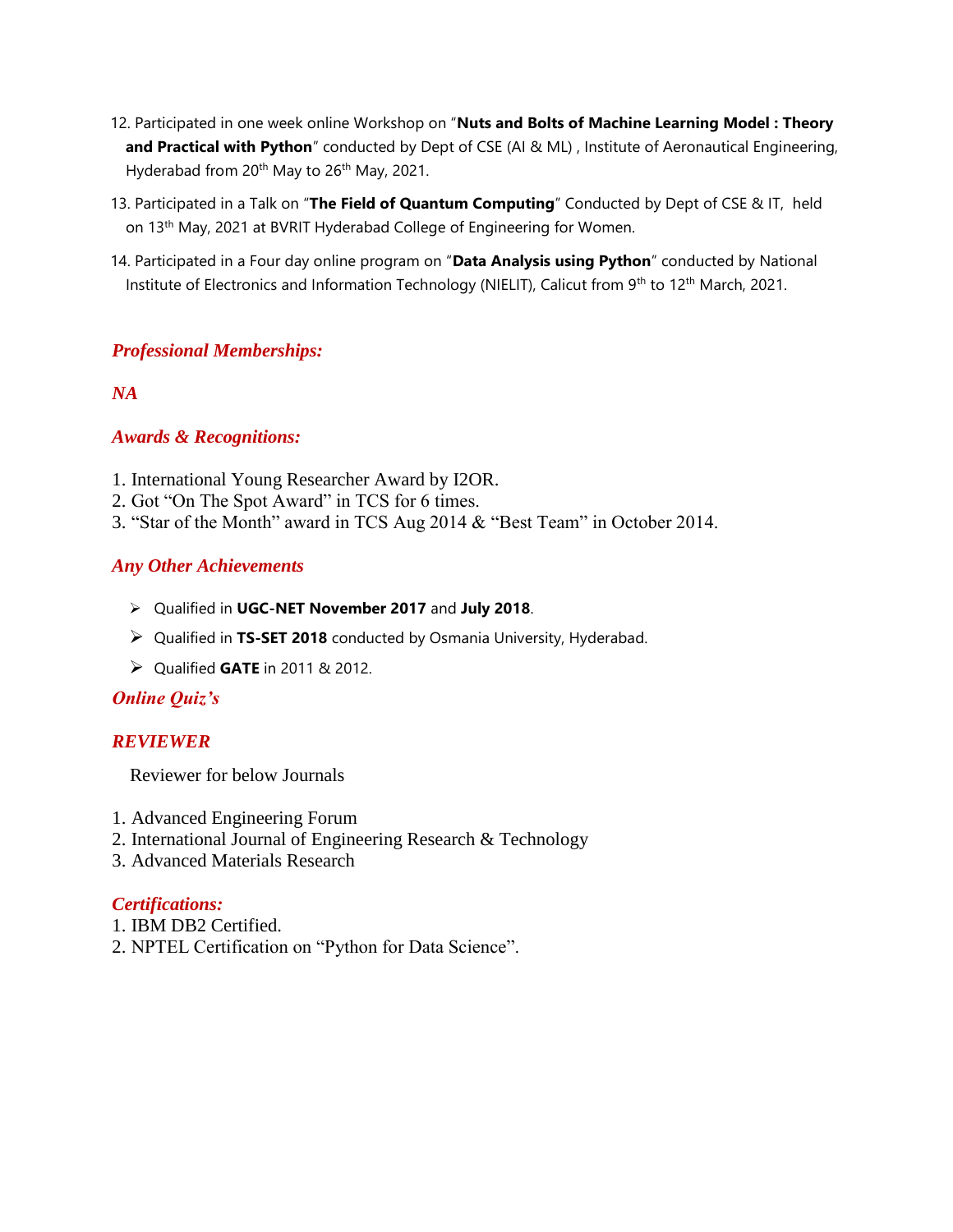12. Participated in one week online Workshop on "**Nuts and Bolts of Machine Learning Model : Theory and Practical with Python**" conducted by Dept of CSE (AI & ML) , Institute of Aeronautical Engineering, Hyderabad from 20th May to 26th May, 2021.

13. Participated in a Talk on "**The Field of Quantum Computing**" Conducted by Dept of CSE & IT, held on 13th May, 2021 at BVRIT Hyderabad College of Engineering for Women.

14. Participated in a Four day online program on "**Data Analysis using Python**" conducted by National Institute of Electronics and Information Technology (NIELIT), Calicut from 9th to 12th March, 2021.

### *Professional Memberships:*

*NA*

### *Awards & Recognitions:*

1. International Young Researcher Award by I2OR.
2. Got "On The Spot Award" in TCS for 6 times.
3. "Star of the Month" award in TCS Aug 2014 & "Best Team" in October 2014.

### *Any Other Achievements*

- Qualified in **UGC-NET November 2017** and **July 2018**.
- Qualified in **TS-SET 2018** conducted by Osmania University, Hyderabad.
- Qualified **GATE** in 2011 & 2012.

### *Online Quiz's*

### *REVIEWER*

Reviewer for below Journals

1. Advanced Engineering Forum
2. International Journal of Engineering Research & Technology
3. Advanced Materials Research

### *Certifications:*

1. IBM DB2 Certified.
2. NPTEL Certification on "Python for Data Science".